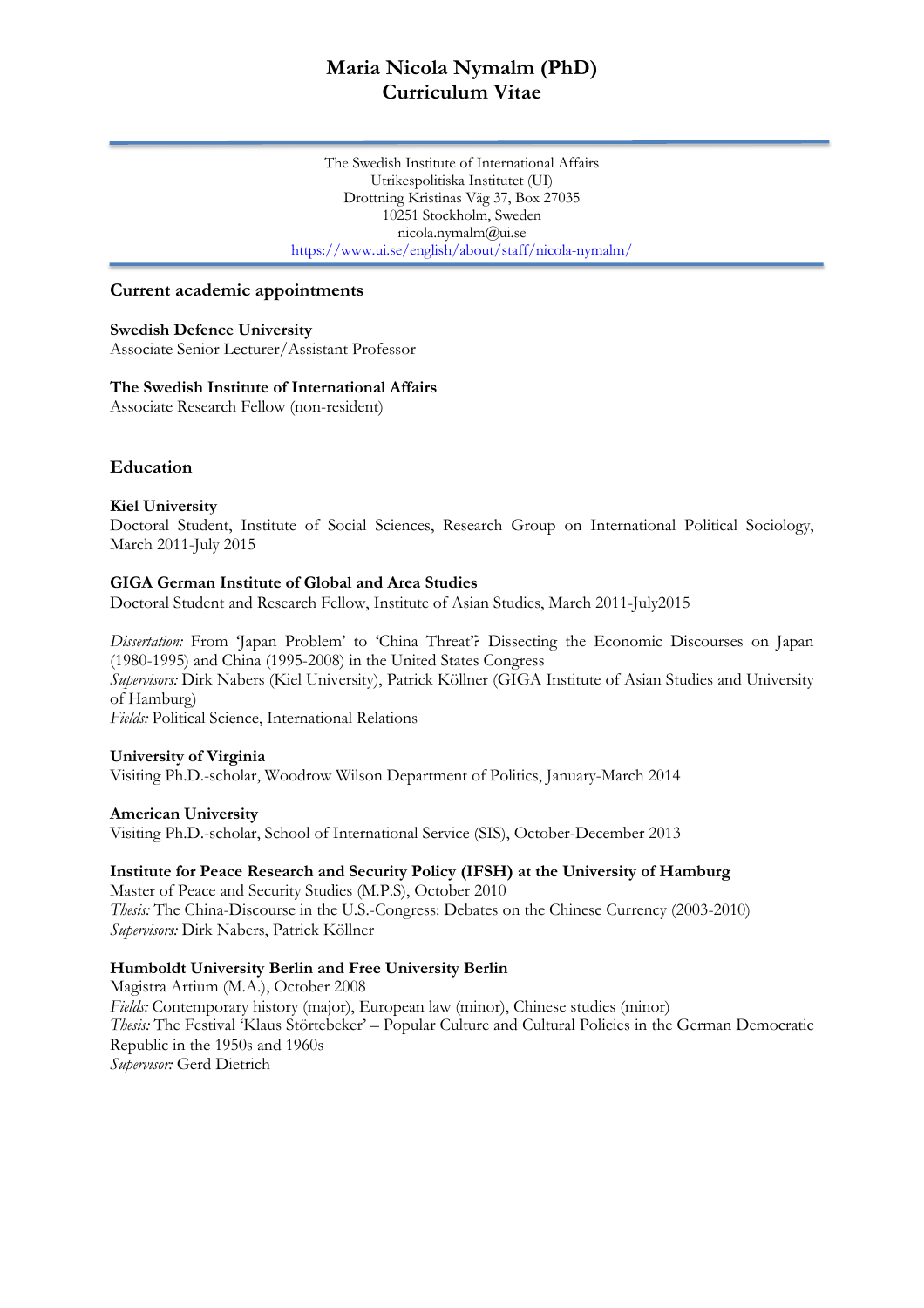# Maria Nicola Nymalm (PhD)
# Curriculum Vitae

The Swedish Institute of International Affairs
Utrikespolitiska Institutet (UI)
Drottning Kristinas Väg 37, Box 27035
10251 Stockholm, Sweden
nicola.nymalm@ui.se
https://www.ui.se/english/about/staff/nicola-nymalm/

## Current academic appointments

**Swedish Defence University**
Associate Senior Lecturer/Assistant Professor

**The Swedish Institute of International Affairs**
Associate Research Fellow (non-resident)

## Education

**Kiel University**
Doctoral Student, Institute of Social Sciences, Research Group on International Political Sociology, March 2011-July 2015

**GIGA German Institute of Global and Area Studies**
Doctoral Student and Research Fellow, Institute of Asian Studies, March 2011-July2015

*Dissertation:* From 'Japan Problem' to 'China Threat'? Dissecting the Economic Discourses on Japan (1980-1995) and China (1995-2008) in the United States Congress
*Supervisors:* Dirk Nabers (Kiel University), Patrick Köllner (GIGA Institute of Asian Studies and University of Hamburg)
*Fields:* Political Science, International Relations

**University of Virginia**
Visiting Ph.D.-scholar, Woodrow Wilson Department of Politics, January-March 2014

**American University**
Visiting Ph.D.-scholar, School of International Service (SIS), October-December 2013

**Institute for Peace Research and Security Policy (IFSH) at the University of Hamburg**
Master of Peace and Security Studies (M.P.S), October 2010
*Thesis:* The China-Discourse in the U.S.-Congress: Debates on the Chinese Currency (2003-2010)
*Supervisors:* Dirk Nabers, Patrick Köllner

**Humboldt University Berlin and Free University Berlin**
Magistra Artium (M.A.), October 2008
*Fields:* Contemporary history (major), European law (minor), Chinese studies (minor)
*Thesis:* The Festival 'Klaus Störtebeker' – Popular Culture and Cultural Policies in the German Democratic Republic in the 1950s and 1960s
*Supervisor:* Gerd Dietrich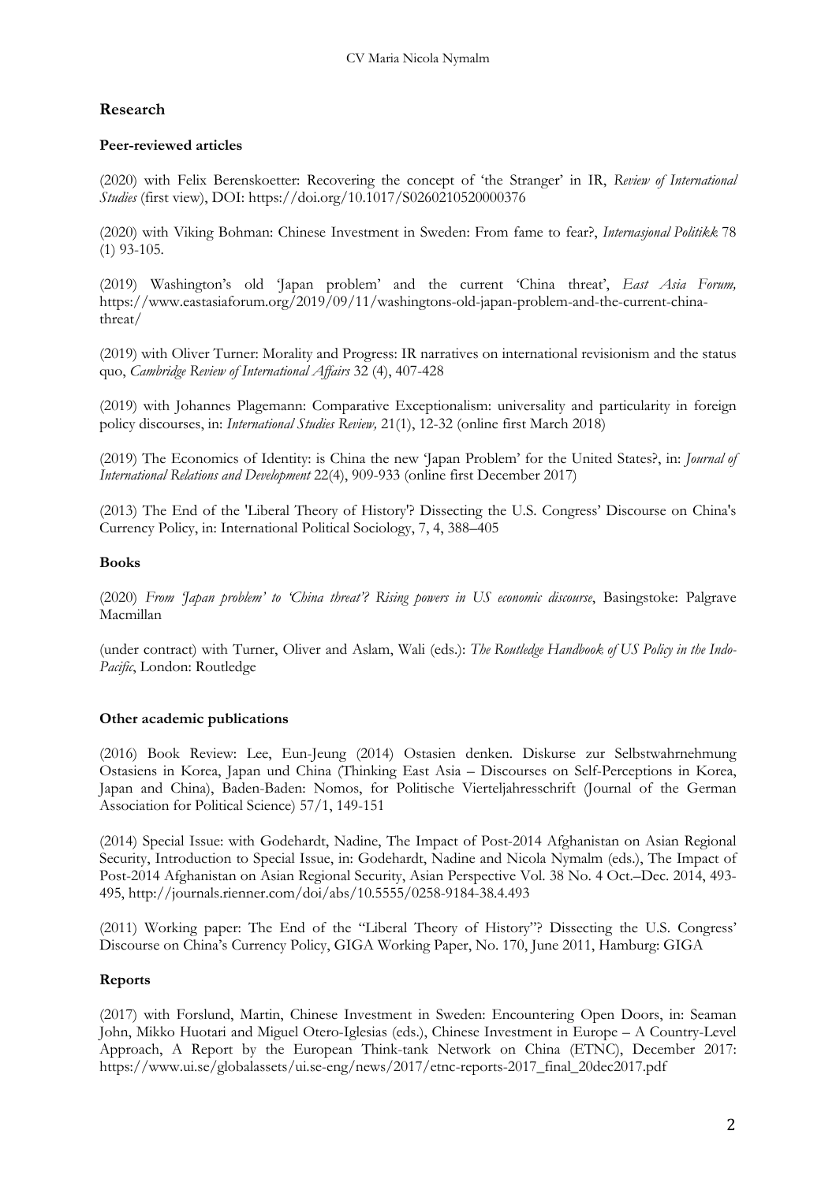## Research

### Peer-reviewed articles

(2020) with Felix Berenskoetter: Recovering the concept of 'the Stranger' in IR, *Review of International Studies* (first view), DOI: https://doi.org/10.1017/S0260210520000376

(2020) with Viking Bohman: Chinese Investment in Sweden: From fame to fear?, *Internasjonal Politikk* 78 (1) 93-105.

(2019) Washington's old 'Japan problem' and the current 'China threat', *East Asia Forum,* https://www.eastasiaforum.org/2019/09/11/washingtons-old-japan-problem-and-the-current-china-threat/

(2019) with Oliver Turner: Morality and Progress: IR narratives on international revisionism and the status quo, *Cambridge Review of International Affairs* 32 (4), 407-428

(2019) with Johannes Plagemann: Comparative Exceptionalism: universality and particularity in foreign policy discourses, in: *International Studies Review,* 21(1), 12-32 (online first March 2018)

(2019) The Economics of Identity: is China the new 'Japan Problem' for the United States?, in: *Journal of International Relations and Development* 22(4), 909-933 (online first December 2017)

(2013) The End of the 'Liberal Theory of History'? Dissecting the U.S. Congress' Discourse on China's Currency Policy, in: International Political Sociology, 7, 4, 388–405

### Books

(2020) *From 'Japan problem' to 'China threat'? Rising powers in US economic discourse*, Basingstoke: Palgrave Macmillan

(under contract) with Turner, Oliver and Aslam, Wali (eds.): *The Routledge Handbook of US Policy in the Indo-Pacific*, London: Routledge

### Other academic publications

(2016) Book Review: Lee, Eun-Jeung (2014) Ostasien denken. Diskurse zur Selbstwahrnehmung Ostasiens in Korea, Japan und China (Thinking East Asia – Discourses on Self-Perceptions in Korea, Japan and China), Baden-Baden: Nomos, for Politische Vierteljahresschrift (Journal of the German Association for Political Science) 57/1, 149-151

(2014) Special Issue: with Godehardt, Nadine, The Impact of Post-2014 Afghanistan on Asian Regional Security, Introduction to Special Issue, in: Godehardt, Nadine and Nicola Nymalm (eds.), The Impact of Post-2014 Afghanistan on Asian Regional Security, Asian Perspective Vol. 38 No. 4 Oct.–Dec. 2014, 493-495, http://journals.rienner.com/doi/abs/10.5555/0258-9184-38.4.493

(2011) Working paper: The End of the "Liberal Theory of History"? Dissecting the U.S. Congress' Discourse on China's Currency Policy, GIGA Working Paper, No. 170, June 2011, Hamburg: GIGA

### Reports

(2017) with Forslund, Martin, Chinese Investment in Sweden: Encountering Open Doors, in: Seaman John, Mikko Huotari and Miguel Otero-Iglesias (eds.), Chinese Investment in Europe – A Country-Level Approach, A Report by the European Think-tank Network on China (ETNC), December 2017: https://www.ui.se/globalassets/ui.se-eng/news/2017/etnc-reports-2017_final_20dec2017.pdf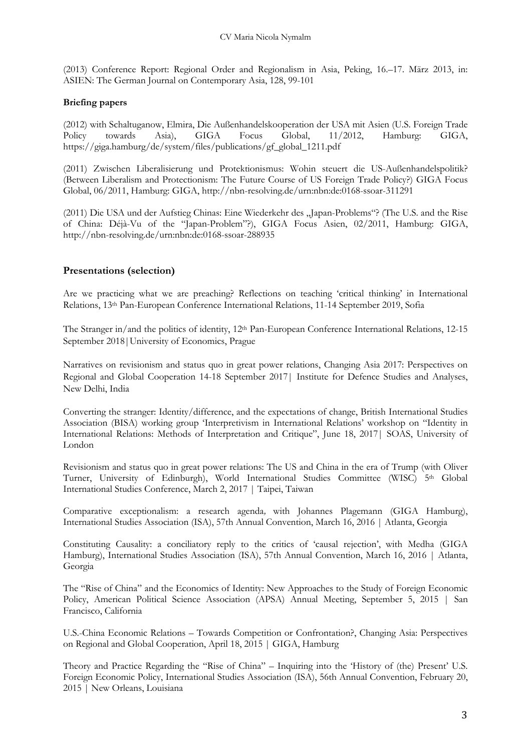(2013) Conference Report: Regional Order and Regionalism in Asia, Peking, 16.–17. März 2013, in: ASIEN: The German Journal on Contemporary Asia, 128, 99-101

**Briefing papers**

(2012) with Schaltuganow, Elmira, Die Außenhandelskooperation der USA mit Asien (U.S. Foreign Trade Policy towards Asia), GIGA Focus Global, 11/2012, Hamburg: GIGA, https://giga.hamburg/de/system/files/publications/gf_global_1211.pdf

(2011) Zwischen Liberalisierung und Protektionismus: Wohin steuert die US-Außenhandelspolitik? (Between Liberalism and Protectionism: The Future Course of US Foreign Trade Policy?) GIGA Focus Global, 06/2011, Hamburg: GIGA, http://nbn-resolving.de/urn:nbn:de:0168-ssoar-311291

(2011) Die USA und der Aufstieg Chinas: Eine Wiederkehr des „Japan-Problems"? (The U.S. and the Rise of China: Déjà-Vu of the "Japan-Problem"?), GIGA Focus Asien, 02/2011, Hamburg: GIGA, http://nbn-resolving.de/urn:nbn:de:0168-ssoar-288935

## Presentations (selection)

Are we practicing what we are preaching? Reflections on teaching 'critical thinking' in International Relations, 13th Pan-European Conference International Relations, 11-14 September 2019, Sofia

The Stranger in/and the politics of identity, 12th Pan-European Conference International Relations, 12-15 September 2018|University of Economics, Prague

Narratives on revisionism and status quo in great power relations, Changing Asia 2017: Perspectives on Regional and Global Cooperation 14-18 September 2017| Institute for Defence Studies and Analyses, New Delhi, India

Converting the stranger: Identity/difference, and the expectations of change, British International Studies Association (BISA) working group 'Interpretivism in International Relations' workshop on "Identity in International Relations: Methods of Interpretation and Critique", June 18, 2017| SOAS, University of London

Revisionism and status quo in great power relations: The US and China in the era of Trump (with Oliver Turner, University of Edinburgh), World International Studies Committee (WISC) 5th Global International Studies Conference, March 2, 2017 | Taipei, Taiwan

Comparative exceptionalism: a research agenda*,* with Johannes Plagemann (GIGA Hamburg), International Studies Association (ISA), 57th Annual Convention, March 16, 2016 | Atlanta, Georgia

Constituting Causality: a conciliatory reply to the critics of 'causal rejection', with Medha (GIGA Hamburg), International Studies Association (ISA), 57th Annual Convention, March 16, 2016 | Atlanta, Georgia

The "Rise of China" and the Economics of Identity: New Approaches to the Study of Foreign Economic Policy, American Political Science Association (APSA) Annual Meeting, September 5, 2015 | San Francisco, California

U.S.-China Economic Relations – Towards Competition or Confrontation?, Changing Asia: Perspectives on Regional and Global Cooperation, April 18, 2015 | GIGA, Hamburg

Theory and Practice Regarding the "Rise of China" – Inquiring into the 'History of (the) Present' U.S. Foreign Economic Policy, International Studies Association (ISA), 56th Annual Convention, February 20, 2015 | New Orleans, Louisiana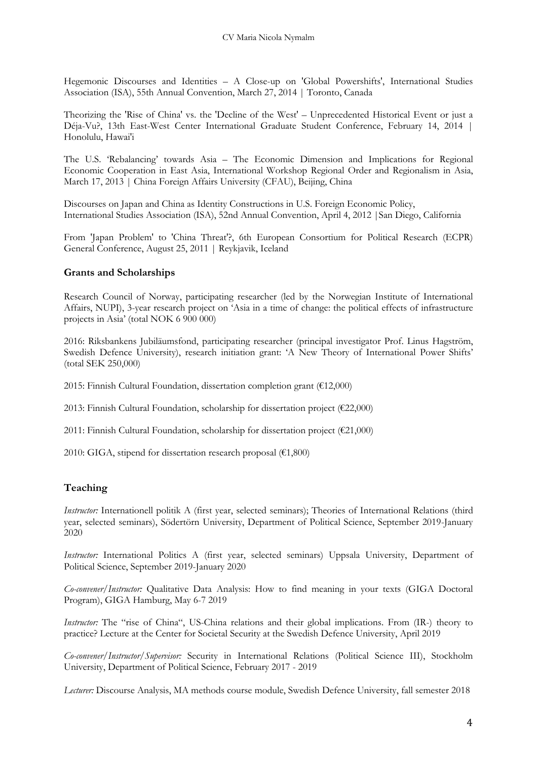Hegemonic Discourses and Identities – A Close-up on 'Global Powershifts', International Studies Association (ISA), 55th Annual Convention, March 27, 2014 | Toronto, Canada

Theorizing the 'Rise of China' vs. the 'Decline of the West' – Unprecedented Historical Event or just a Déja-Vu?, 13th East-West Center International Graduate Student Conference, February 14, 2014 | Honolulu, Hawai'i

The U.S. 'Rebalancing' towards Asia – The Economic Dimension and Implications for Regional Economic Cooperation in East Asia, International Workshop Regional Order and Regionalism in Asia, March 17, 2013 | China Foreign Affairs University (CFAU), Beijing, China

Discourses on Japan and China as Identity Constructions in U.S. Foreign Economic Policy, International Studies Association (ISA), 52nd Annual Convention, April 4, 2012 |San Diego, California

From 'Japan Problem' to 'China Threat'?, 6th European Consortium for Political Research (ECPR) General Conference, August 25, 2011 | Reykjavik, Iceland

### Grants and Scholarships

Research Council of Norway, participating researcher (led by the Norwegian Institute of International Affairs, NUPI), 3-year research project on 'Asia in a time of change: the political effects of infrastructure projects in Asia' (total NOK 6 900 000)

2016: Riksbankens Jubiläumsfond, participating researcher (principal investigator Prof. Linus Hagström, Swedish Defence University), research initiation grant: 'A New Theory of International Power Shifts' (total SEK 250,000)

2015: Finnish Cultural Foundation, dissertation completion grant (€12,000)

2013: Finnish Cultural Foundation, scholarship for dissertation project (€22,000)

2011: Finnish Cultural Foundation, scholarship for dissertation project (€21,000)

2010: GIGA, stipend for dissertation research proposal (€1,800)

## Teaching

*Instructor:* Internationell politik A (first year, selected seminars); Theories of International Relations (third year, selected seminars), Södertörn University, Department of Political Science, September 2019-January 2020

*Instructor:* International Politics A (first year, selected seminars) Uppsala University, Department of Political Science, September 2019-January 2020

*Co-convener/Instructor:* Qualitative Data Analysis: How to find meaning in your texts (GIGA Doctoral Program), GIGA Hamburg, May 6-7 2019

*Instructor:* The "rise of China", US-China relations and their global implications. From (IR-) theory to practice? Lecture at the Center for Societal Security at the Swedish Defence University, April 2019

*Co-convener/Instructor/Supervisor:* Security in International Relations (Political Science III), Stockholm University, Department of Political Science, February 2017 - 2019

*Lecturer:* Discourse Analysis, MA methods course module, Swedish Defence University, fall semester 2018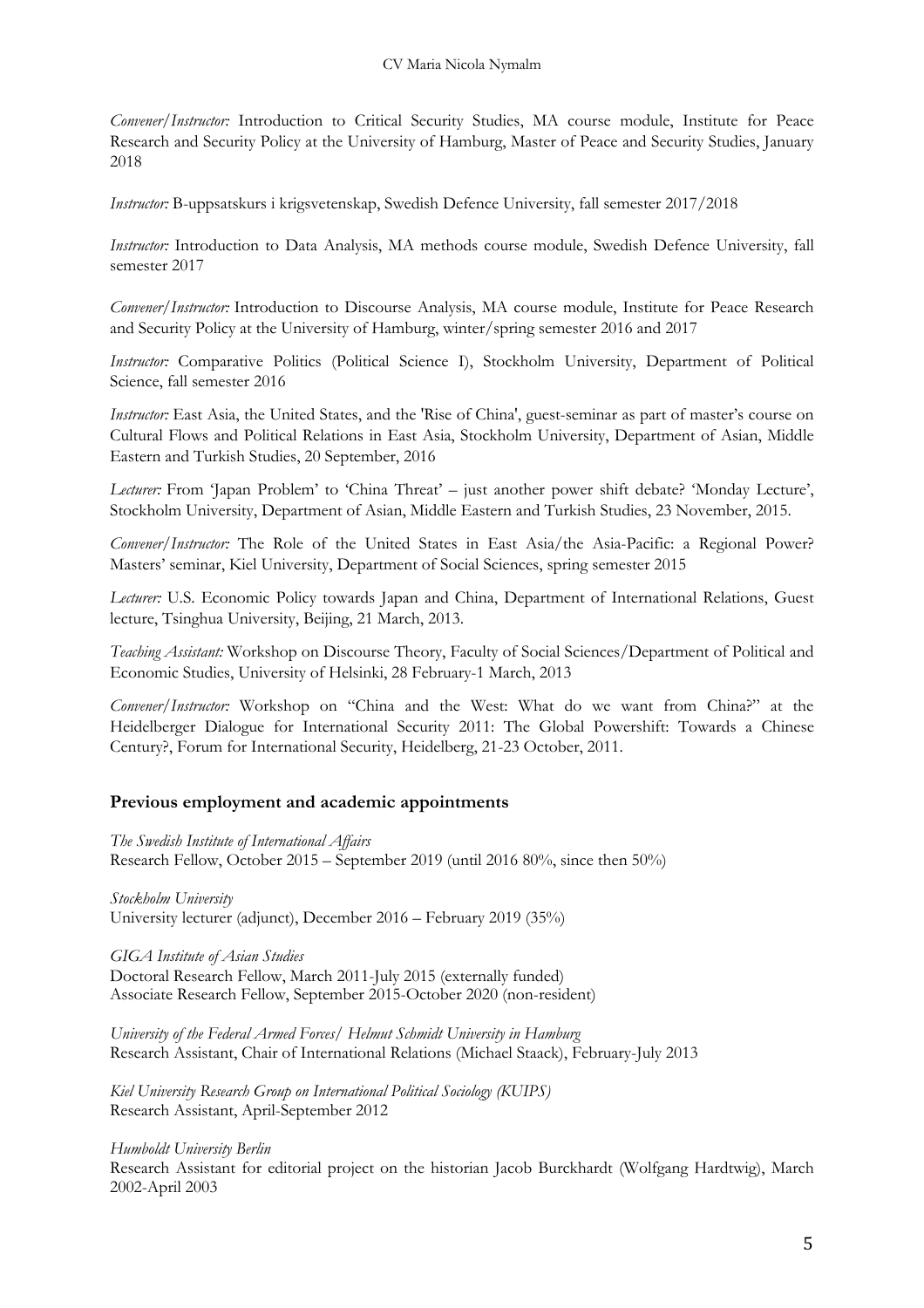*Convener/Instructor:* Introduction to Critical Security Studies, MA course module, Institute for Peace Research and Security Policy at the University of Hamburg, Master of Peace and Security Studies, January 2018

*Instructor:* B-uppsatskurs i krigsvetenskap, Swedish Defence University, fall semester 2017/2018

*Instructor:* Introduction to Data Analysis, MA methods course module, Swedish Defence University, fall semester 2017

*Convener/Instructor:* Introduction to Discourse Analysis, MA course module, Institute for Peace Research and Security Policy at the University of Hamburg, winter/spring semester 2016 and 2017

*Instructor:* Comparative Politics (Political Science I), Stockholm University, Department of Political Science, fall semester 2016

*Instructor:* East Asia, the United States, and the 'Rise of China', guest-seminar as part of master's course on Cultural Flows and Political Relations in East Asia, Stockholm University, Department of Asian, Middle Eastern and Turkish Studies, 20 September, 2016

*Lecturer:* From 'Japan Problem' to 'China Threat' – just another power shift debate? 'Monday Lecture', Stockholm University, Department of Asian, Middle Eastern and Turkish Studies, 23 November, 2015.

*Convener/Instructor:* The Role of the United States in East Asia/the Asia-Pacific: a Regional Power? Masters' seminar, Kiel University, Department of Social Sciences, spring semester 2015

*Lecturer:* U.S. Economic Policy towards Japan and China, Department of International Relations, Guest lecture, Tsinghua University, Beijing, 21 March, 2013.

*Teaching Assistant:* Workshop on Discourse Theory, Faculty of Social Sciences/Department of Political and Economic Studies, University of Helsinki, 28 February-1 March, 2013

*Convener/Instructor:* Workshop on "China and the West: What do we want from China?" at the Heidelberger Dialogue for International Security 2011: The Global Powershift: Towards a Chinese Century?, Forum for International Security, Heidelberg, 21-23 October, 2011.

## Previous employment and academic appointments

*The Swedish Institute of International Affairs*
Research Fellow, October 2015 – September 2019 (until 2016 80%, since then 50%)

*Stockholm University*
University lecturer (adjunct), December 2016 – February 2019 (35%)

*GIGA Institute of Asian Studies*
Doctoral Research Fellow, March 2011-July 2015 (externally funded)
Associate Research Fellow, September 2015-October 2020 (non-resident)

*University of the Federal Armed Forces/ Helmut Schmidt University in Hamburg*
Research Assistant, Chair of International Relations (Michael Staack), February-July 2013

*Kiel University Research Group on International Political Sociology (KUIPS)*
Research Assistant, April-September 2012

*Humboldt University Berlin*
Research Assistant for editorial project on the historian Jacob Burckhardt (Wolfgang Hardtwig), March 2002-April 2003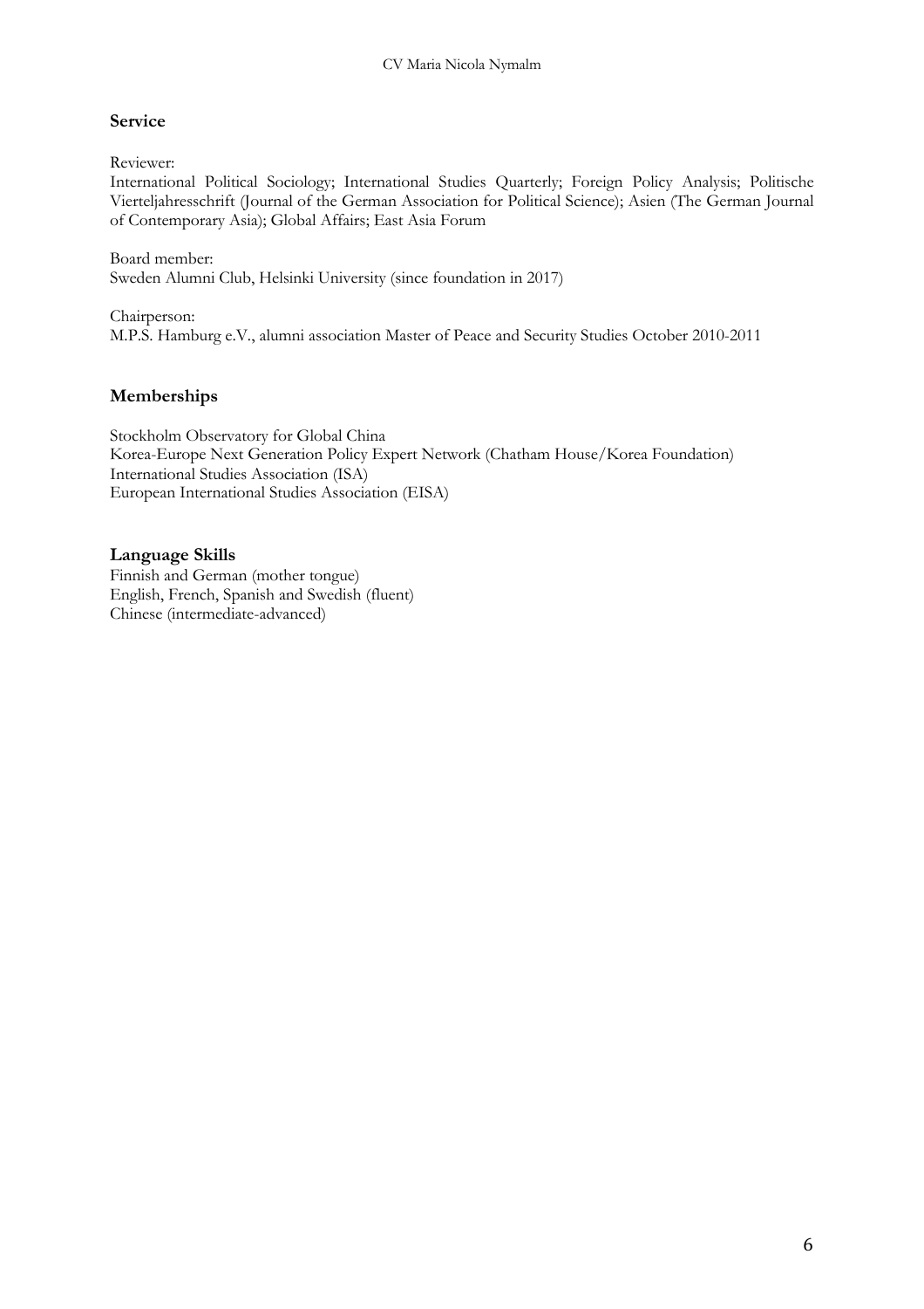## Service

Reviewer:
International Political Sociology; International Studies Quarterly; Foreign Policy Analysis; Politische Vierteljahresschrift (Journal of the German Association for Political Science); Asien (The German Journal of Contemporary Asia); Global Affairs; East Asia Forum

Board member:
Sweden Alumni Club, Helsinki University (since foundation in 2017)

Chairperson:
M.P.S. Hamburg e.V., alumni association Master of Peace and Security Studies October 2010-2011

## Memberships

Stockholm Observatory for Global China
Korea-Europe Next Generation Policy Expert Network (Chatham House/Korea Foundation)
International Studies Association (ISA)
European International Studies Association (EISA)

## Language Skills

Finnish and German (mother tongue)
English, French, Spanish and Swedish (fluent)
Chinese (intermediate-advanced)